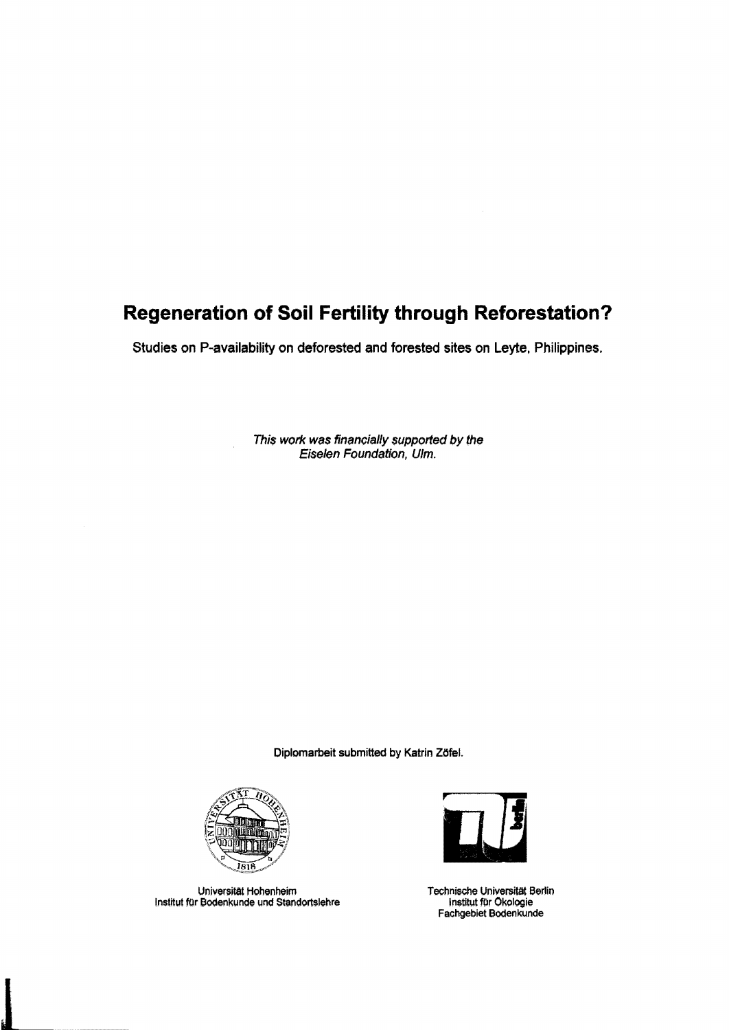# Regeneration of Soil Fertility through Reforestation?

Studies on P-availability on deforested and forested sites on Leyte, Philippines.

*This work was financially supported by the Eiselen Foundation, Ulm.*

Diplomarbeit submitted by Katrin Zöfel.

Universität Hohenheim
Institut für Bodenkunde und Standortslehre

Technische Universität Berlin
Institut für Ökologie
Fachgebiet Bodenkunde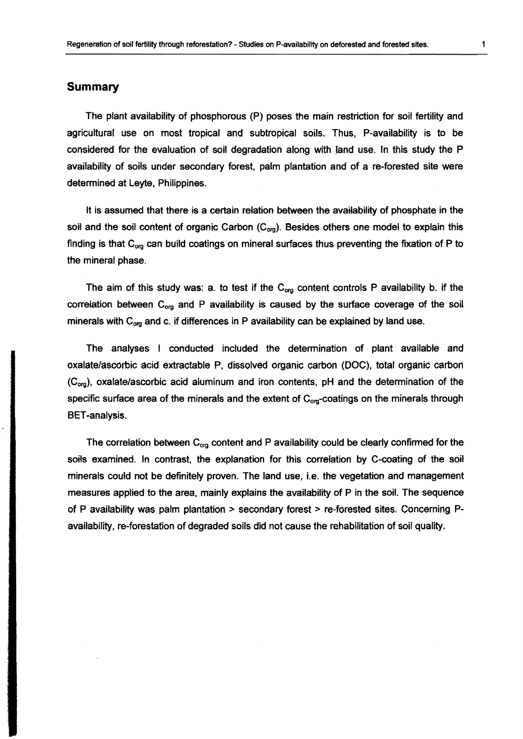## Summary

The plant availability of phosphorous (P) poses the main restriction for soil fertility and agricultural use on most tropical and subtropical soils. Thus, P-availability is to be considered for the evaluation of soil degradation along with land use. In this study the P availability of soils under secondary forest, palm plantation and of a re-forested site were determined at Leyte, Philippines.

It is assumed that there is a certain relation between the availability of phosphate in the soil and the soil content of organic Carbon ($C_{org}$). Besides others one model to explain this finding is that $C_{org}$ can build coatings on mineral surfaces thus preventing the fixation of P to the mineral phase.

The aim of this study was: a. to test if the $C_{org}$ content controls P availability b. if the correlation between $C_{org}$ and P availability is caused by the surface coverage of the soil minerals with $C_{org}$ and c. if differences in P availability can be explained by land use.

The analyses I conducted included the determination of plant available and oxalate/ascorbic acid extractable P, dissolved organic carbon (DOC), total organic carbon ($C_{org}$), oxalate/ascorbic acid aluminum and iron contents, pH and the determination of the specific surface area of the minerals and the extent of $C_{org}$-coatings on the minerals through BET-analysis.

The correlation between $C_{org}$ content and P availability could be clearly confirmed for the soils examined. In contrast, the explanation for this correlation by C-coating of the soil minerals could not be definitely proven. The land use, i.e. the vegetation and management measures applied to the area, mainly explains the availability of P in the soil. The sequence of P availability was palm plantation > secondary forest > re-forested sites. Concerning P-availability, re-forestation of degraded soils did not cause the rehabilitation of soil quality.